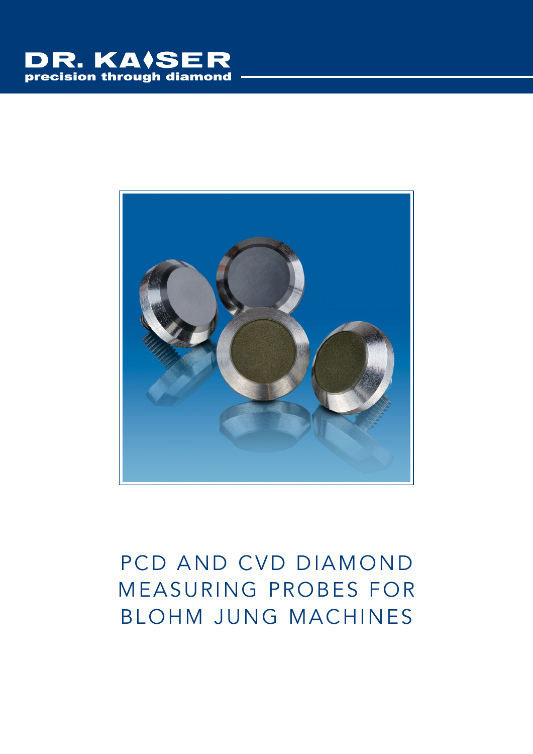DR. KAISER
precision through diamond

# PCD AND CVD DIAMOND MEASURING PROBES FOR BLOHM JUNG MACHINES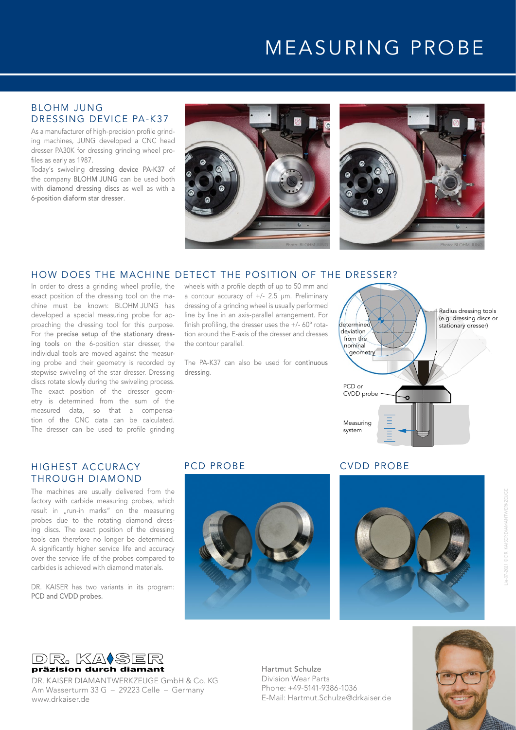# MEASURING PROBE

## BLOHM JUNG DRESSING DEVICE PA-K37

As a manufacturer of high-precision profile grinding machines, JUNG developed a CNC head dresser PA30K for dressing grinding wheel profiles as early as 1987.

Today's swiveling dressing device PA-K37 of the company BLOHM JUNG can be used both with diamond dressing discs as well as with a 6-position diaform star dresser.

Photo: BLOHM JUNG

Photo: BLOHM JUNG

## HOW DOES THE MACHINE DETECT THE POSITION OF THE DRESSER?

In order to dress a grinding wheel profile, the exact position of the dressing tool on the machine must be known: BLOHM JUNG has developed a special measuring probe for approaching the dressing tool for this purpose. For the precise setup of the stationary dressing tools on the 6-position star dresser, the individual tools are moved against the measuring probe and their geometry is recorded by stepwise swiveling of the star dresser. Dressing discs rotate slowly during the swiveling process. The exact position of the dresser geometry is determined from the sum of the measured data, so that a compensation of the CNC data can be calculated. The dresser can be used to profile grinding wheels with a profile depth of up to 50 mm and a contour accuracy of +/- 2.5 µm. Preliminary dressing of a grinding wheel is usually performed line by line in an axis-parallel arrangement. For finish profiling, the dresser uses the +/- 60° rotation around the E-axis of the dresser and dresses the contour parallel.

The PA-K37 can also be used for continuous dressing.

Radius dressing tools (e.g. dressing discs or stationary dresser)

determined deviation from the nominal geometry

PCD or CVDD probe

Measuring system

## HIGHEST ACCURACY THROUGH DIAMOND

The machines are usually delivered from the factory with carbide measuring probes, which result in „run-in marks" on the measuring probes due to the rotating diamond dressing discs. The exact position of the dressing tools can therefore no longer be determined. A significantly higher service life and accuracy over the service life of the probes compared to carbides is achieved with diamond materials.

DR. KAISER has two variants in its program: PCD and CVDD probes.

## PCD PROBE

## CVDD PROBE

DR. KAISER präzision durch diamant

DR. KAISER DIAMANTWERKZEUGE GmbH & Co. KG
Am Wasserturm 33 G – 29223 Celle – Germany
www.drkaiser.de

Hartmut Schulze
Division Wear Parts
Phone: +49-5141-9386-1036
E-Mail: Hartmut.Schulze@drkaiser.de